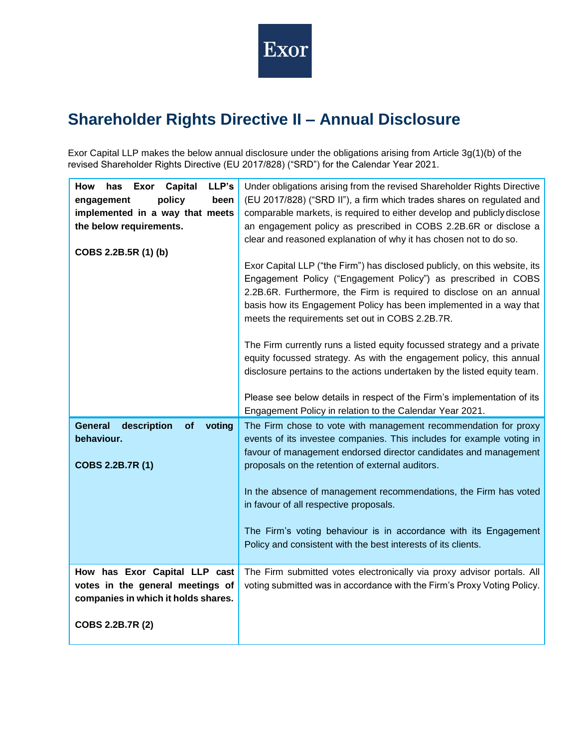Exor

# Shareholder Rights Directive II – Annual Disclosure

Exor Capital LLP makes the below annual disclosure under the obligations arising from Article 3g(1)(b) of the revised Shareholder Rights Directive (EU 2017/828) ("SRD") for the Calendar Year 2021.

| | |
|---|---|
| **How has Exor Capital LLP's engagement policy been implemented in a way that meets the below requirements.**<br><br>**COBS 2.2B.5R (1) (b)** | Under obligations arising from the revised Shareholder Rights Directive (EU 2017/828) ("SRD II"), a firm which trades shares on regulated and comparable markets, is required to either develop and publicly disclose an engagement policy as prescribed in COBS 2.2B.6R or disclose a clear and reasoned explanation of why it has chosen not to do so.<br><br>Exor Capital LLP ("the Firm") has disclosed publicly, on this website, its Engagement Policy ("Engagement Policy") as prescribed in COBS 2.2B.6R. Furthermore, the Firm is required to disclose on an annual basis how its Engagement Policy has been implemented in a way that meets the requirements set out in COBS 2.2B.7R.<br><br>The Firm currently runs a listed equity focussed strategy and a private equity focussed strategy. As with the engagement policy, this annual disclosure pertains to the actions undertaken by the listed equity team.<br><br>Please see below details in respect of the Firm's implementation of its Engagement Policy in relation to the Calendar Year 2021. |
| **General description of voting behaviour.**<br><br>**COBS 2.2B.7R (1)** | The Firm chose to vote with management recommendation for proxy events of its investee companies. This includes for example voting in favour of management endorsed director candidates and management proposals on the retention of external auditors.<br><br>In the absence of management recommendations, the Firm has voted in favour of all respective proposals.<br><br>The Firm's voting behaviour is in accordance with its Engagement Policy and consistent with the best interests of its clients. |
| **How has Exor Capital LLP cast votes in the general meetings of companies in which it holds shares.**<br><br>**COBS 2.2B.7R (2)** | The Firm submitted votes electronically via proxy advisor portals. All voting submitted was in accordance with the Firm's Proxy Voting Policy. |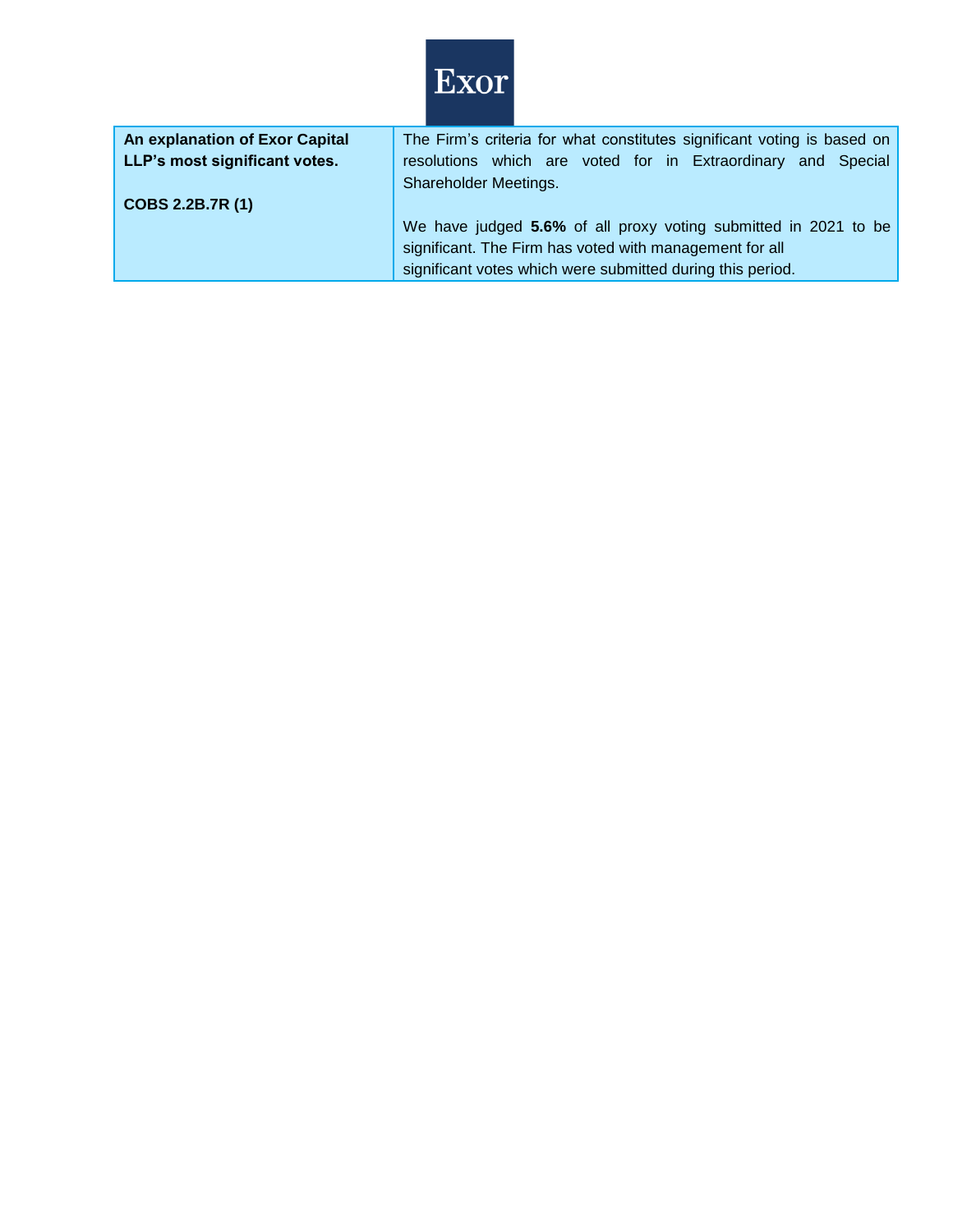| An explanation of Exor Capital LLP's most significant votes. | The Firm's criteria for what constitutes significant voting is based on resolutions which are voted for in Extraordinary and Special Shareholder Meetings. |
|---|---|
| **COBS 2.2B.7R (1)** | We have judged **5.6%** of all proxy voting submitted in 2021 to be significant. The Firm has voted with management for all significant votes which were submitted during this period. |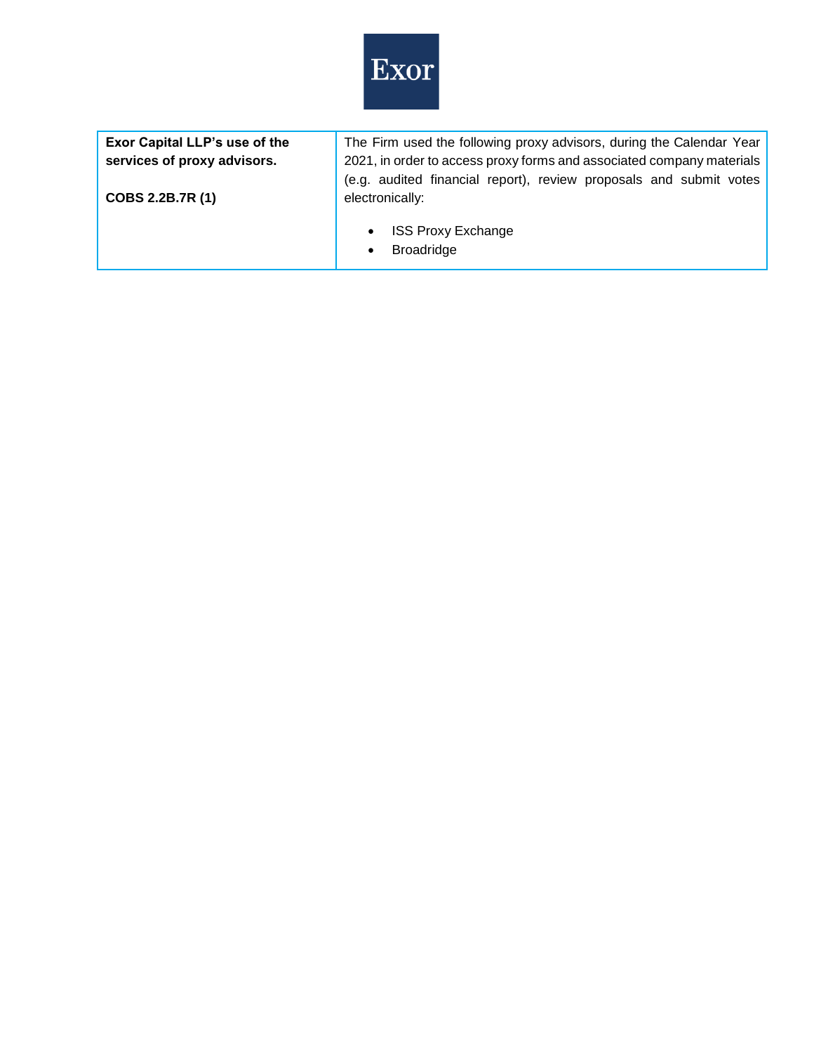Exor

| | |
|---|---|
| **Exor Capital LLP's use of the services of proxy advisors.**<br><br>**COBS 2.2B.7R (1)** | The Firm used the following proxy advisors, during the Calendar Year 2021, in order to access proxy forms and associated company materials (e.g. audited financial report), review proposals and submit votes electronically:<br><br>• ISS Proxy Exchange<br>• Broadridge |